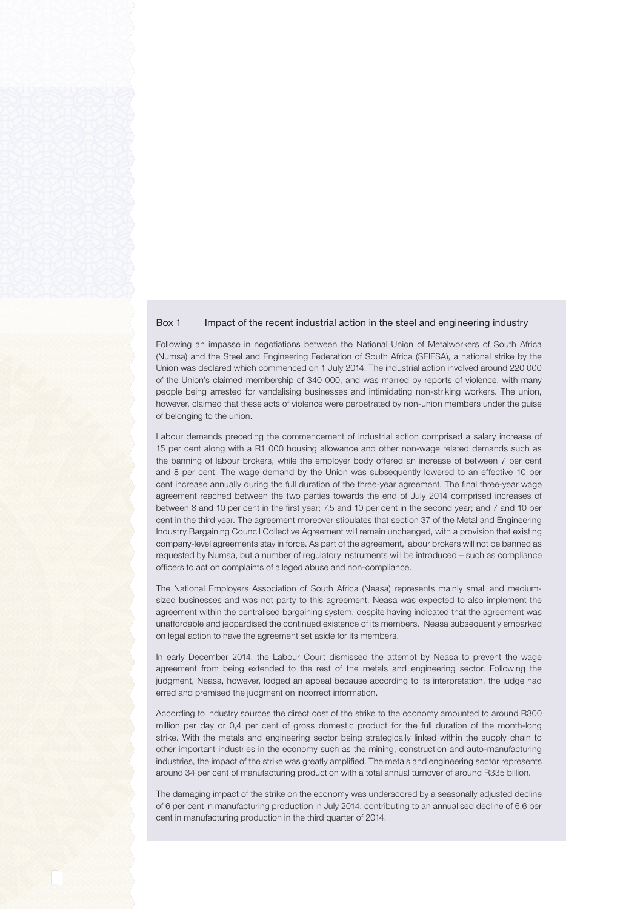## Box 1 Impact of the recent industrial action in the steel and engineering industry

Following an impasse in negotiations between the National Union of Metalworkers of South Africa (Numsa) and the Steel and Engineering Federation of South Africa (SEIFSA), a national strike by the Union was declared which commenced on 1 July 2014. The industrial action involved around 220 000 of the Union's claimed membership of 340 000, and was marred by reports of violence, with many people being arrested for vandalising businesses and intimidating non-striking workers. The union, however, claimed that these acts of violence were perpetrated by non-union members under the guise of belonging to the union.

Labour demands preceding the commencement of industrial action comprised a salary increase of 15 per cent along with a R1 000 housing allowance and other non-wage related demands such as the banning of labour brokers, while the employer body offered an increase of between 7 per cent and 8 per cent. The wage demand by the Union was subsequently lowered to an effective 10 per cent increase annually during the full duration of the three-year agreement. The final three-year wage agreement reached between the two parties towards the end of July 2014 comprised increases of between 8 and 10 per cent in the first year; 7,5 and 10 per cent in the second year; and 7 and 10 per cent in the third year. The agreement moreover stipulates that section 37 of the Metal and Engineering Industry Bargaining Council Collective Agreement will remain unchanged, with a provision that existing company-level agreements stay in force. As part of the agreement, labour brokers will not be banned as requested by Numsa, but a number of regulatory instruments will be introduced – such as compliance officers to act on complaints of alleged abuse and non-compliance.

The National Employers Association of South Africa (Neasa) represents mainly small and medium-sized businesses and was not party to this agreement. Neasa was expected to also implement the agreement within the centralised bargaining system, despite having indicated that the agreement was unaffordable and jeopardised the continued existence of its members. Neasa subsequently embarked on legal action to have the agreement set aside for its members.

In early December 2014, the Labour Court dismissed the attempt by Neasa to prevent the wage agreement from being extended to the rest of the metals and engineering sector. Following the judgment, Neasa, however, lodged an appeal because according to its interpretation, the judge had erred and premised the judgment on incorrect information.

According to industry sources the direct cost of the strike to the economy amounted to around R300 million per day or 0,4 per cent of gross domestic product for the full duration of the month-long strike. With the metals and engineering sector being strategically linked within the supply chain to other important industries in the economy such as the mining, construction and auto-manufacturing industries, the impact of the strike was greatly amplified. The metals and engineering sector represents around 34 per cent of manufacturing production with a total annual turnover of around R335 billion.

The damaging impact of the strike on the economy was underscored by a seasonally adjusted decline of 6 per cent in manufacturing production in July 2014, contributing to an annualised decline of 6,6 per cent in manufacturing production in the third quarter of 2014.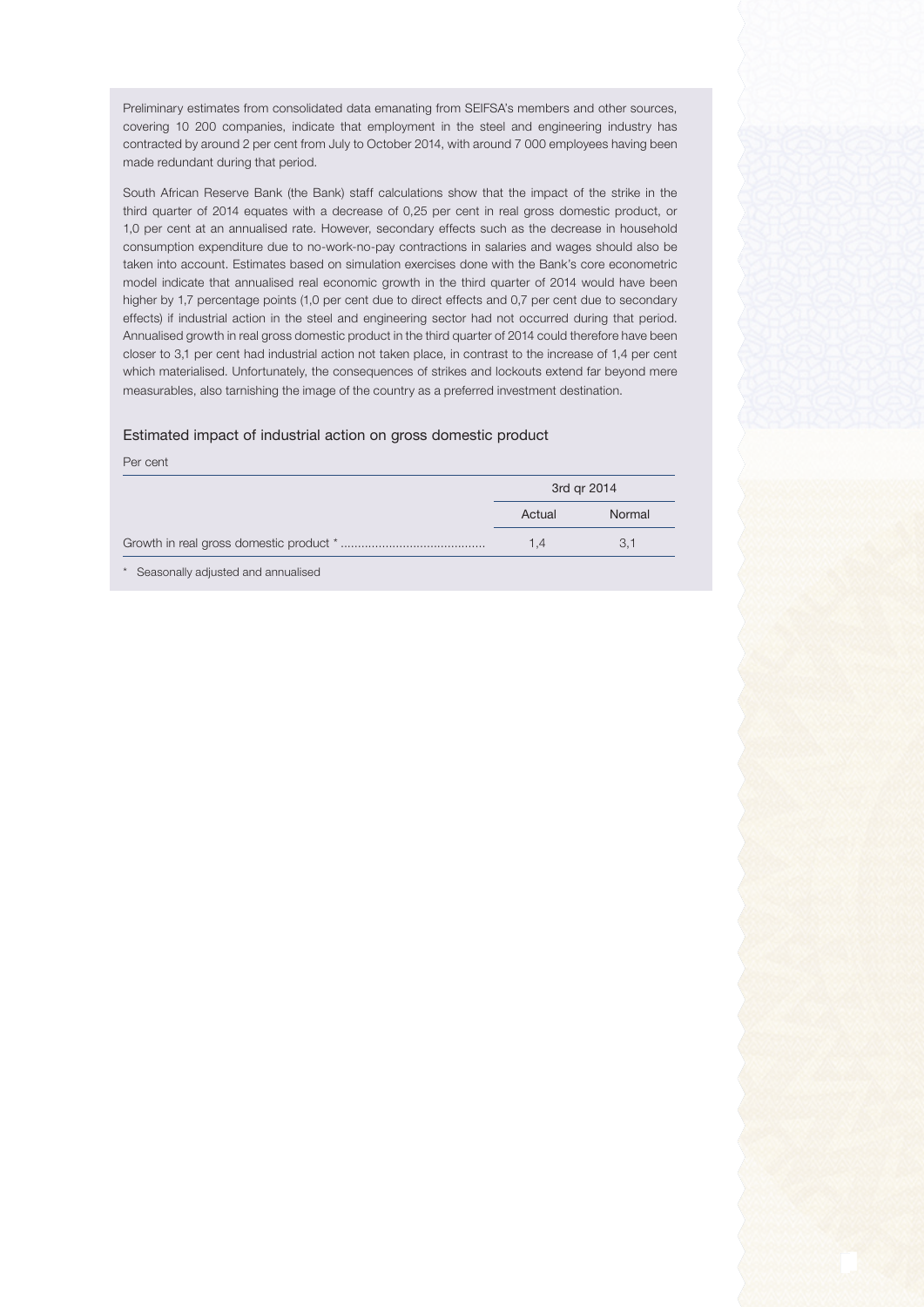Preliminary estimates from consolidated data emanating from SEIFSA's members and other sources, covering 10 200 companies, indicate that employment in the steel and engineering industry has contracted by around 2 per cent from July to October 2014, with around 7 000 employees having been made redundant during that period.

South African Reserve Bank (the Bank) staff calculations show that the impact of the strike in the third quarter of 2014 equates with a decrease of 0,25 per cent in real gross domestic product, or 1,0 per cent at an annualised rate. However, secondary effects such as the decrease in household consumption expenditure due to no-work-no-pay contractions in salaries and wages should also be taken into account. Estimates based on simulation exercises done with the Bank's core econometric model indicate that annualised real economic growth in the third quarter of 2014 would have been higher by 1,7 percentage points (1,0 per cent due to direct effects and 0,7 per cent due to secondary effects) if industrial action in the steel and engineering sector had not occurred during that period. Annualised growth in real gross domestic product in the third quarter of 2014 could therefore have been closer to 3,1 per cent had industrial action not taken place, in contrast to the increase of 1,4 per cent which materialised. Unfortunately, the consequences of strikes and lockouts extend far beyond mere measurables, also tarnishing the image of the country as a preferred investment destination.

### Estimated impact of industrial action on gross domestic product

Per cent

| | 3rd qr 2014 | |
|---|---|---|
| | Actual | Normal |
| Growth in real gross domestic product * | 1,4 | 3,1 |

\* Seasonally adjusted and annualised